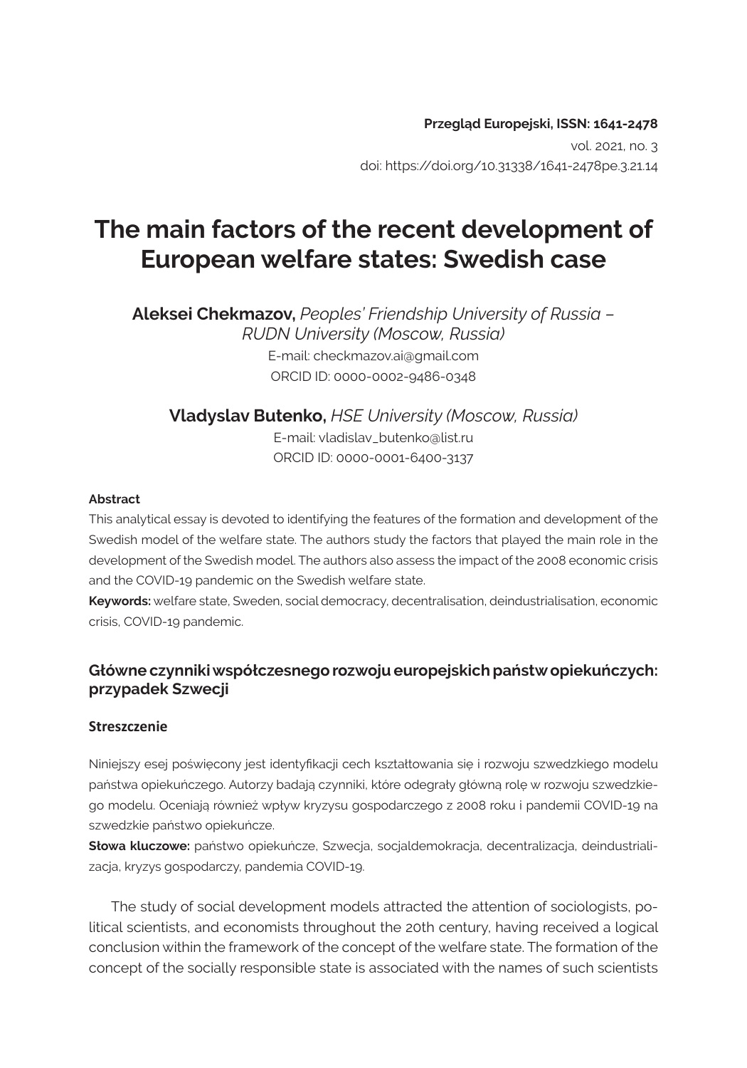**Przegląd Europejski, ISSN: 1641-2478**

vol. 2021, no. 3

doi: https://doi.org/10.31338/1641-2478pe.3.21.14

# The main factors of the recent development of European welfare states: Swedish case

**Aleksei Chekmazov,** *Peoples' Friendship University of Russia – RUDN University (Moscow, Russia)*

E-mail: checkmazov.ai@gmail.com

ORCID ID: 0000-0002-9486-0348

**Vladyslav Butenko,** *HSE University (Moscow, Russia)*

E-mail: vladislav_butenko@list.ru

ORCID ID: 0000-0001-6400-3137

#### Abstract

This analytical essay is devoted to identifying the features of the formation and development of the Swedish model of the welfare state. The authors study the factors that played the main role in the development of the Swedish model. The authors also assess the impact of the 2008 economic crisis and the COVID-19 pandemic on the Swedish welfare state.

**Keywords:** welfare state, Sweden, social democracy, decentralisation, deindustrialisation, economic crisis, COVID-19 pandemic.

### Główne czynniki współczesnego rozwoju europejskich państw opiekuńczych: przypadek Szwecji

#### Streszczenie

Niniejszy esej poświęcony jest identyfikacji cech kształtowania się i rozwoju szwedzkiego modelu państwa opiekuńczego. Autorzy badają czynniki, które odegrały główną rolę w rozwoju szwedzkiego modelu. Oceniają również wpływ kryzysu gospodarczego z 2008 roku i pandemii COVID-19 na szwedzkie państwo opiekuńcze.

**Słowa kluczowe:** państwo opiekuńcze, Szwecja, socjaldemokracja, decentralizacja, deindustrializacja, kryzys gospodarczy, pandemia COVID-19.

The study of social development models attracted the attention of sociologists, political scientists, and economists throughout the 20th century, having received a logical conclusion within the framework of the concept of the welfare state. The formation of the concept of the socially responsible state is associated with the names of such scientists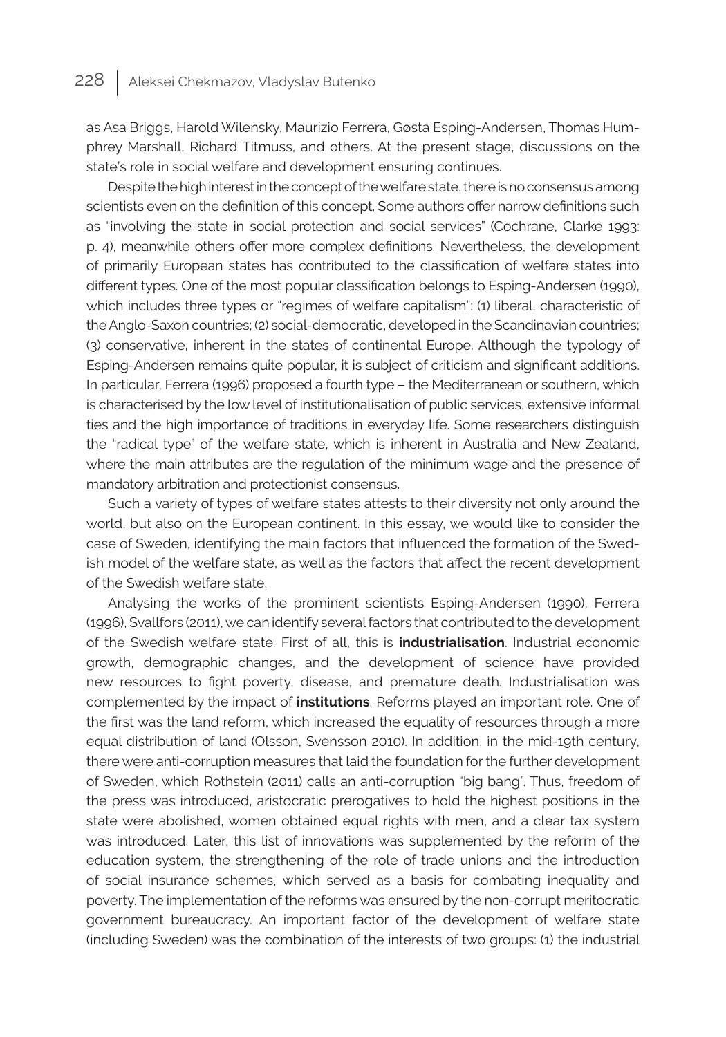as Asa Briggs, Harold Wilensky, Maurizio Ferrera, Gøsta Esping-Andersen, Thomas Humphrey Marshall, Richard Titmuss, and others. At the present stage, discussions on the state's role in social welfare and development ensuring continues.

Despite the high interest in the concept of the welfare state, there is no consensus among scientists even on the definition of this concept. Some authors offer narrow definitions such as "involving the state in social protection and social services" (Cochrane, Clarke 1993: p. 4), meanwhile others offer more complex definitions. Nevertheless, the development of primarily European states has contributed to the classification of welfare states into different types. One of the most popular classification belongs to Esping-Andersen (1990), which includes three types or "regimes of welfare capitalism": (1) liberal, characteristic of the Anglo-Saxon countries; (2) social-democratic, developed in the Scandinavian countries; (3) conservative, inherent in the states of continental Europe. Although the typology of Esping-Andersen remains quite popular, it is subject of criticism and significant additions. In particular, Ferrera (1996) proposed a fourth type – the Mediterranean or southern, which is characterised by the low level of institutionalisation of public services, extensive informal ties and the high importance of traditions in everyday life. Some researchers distinguish the "radical type" of the welfare state, which is inherent in Australia and New Zealand, where the main attributes are the regulation of the minimum wage and the presence of mandatory arbitration and protectionist consensus.

Such a variety of types of welfare states attests to their diversity not only around the world, but also on the European continent. In this essay, we would like to consider the case of Sweden, identifying the main factors that influenced the formation of the Swedish model of the welfare state, as well as the factors that affect the recent development of the Swedish welfare state.

Analysing the works of the prominent scientists Esping-Andersen (1990), Ferrera (1996), Svallfors (2011), we can identify several factors that contributed to the development of the Swedish welfare state. First of all, this is **industrialisation**. Industrial economic growth, demographic changes, and the development of science have provided new resources to fight poverty, disease, and premature death. Industrialisation was complemented by the impact of **institutions**. Reforms played an important role. One of the first was the land reform, which increased the equality of resources through a more equal distribution of land (Olsson, Svensson 2010). In addition, in the mid-19th century, there were anti-corruption measures that laid the foundation for the further development of Sweden, which Rothstein (2011) calls an anti-corruption "big bang". Thus, freedom of the press was introduced, aristocratic prerogatives to hold the highest positions in the state were abolished, women obtained equal rights with men, and a clear tax system was introduced. Later, this list of innovations was supplemented by the reform of the education system, the strengthening of the role of trade unions and the introduction of social insurance schemes, which served as a basis for combating inequality and poverty. The implementation of the reforms was ensured by the non-corrupt meritocratic government bureaucracy. An important factor of the development of welfare state (including Sweden) was the combination of the interests of two groups: (1) the industrial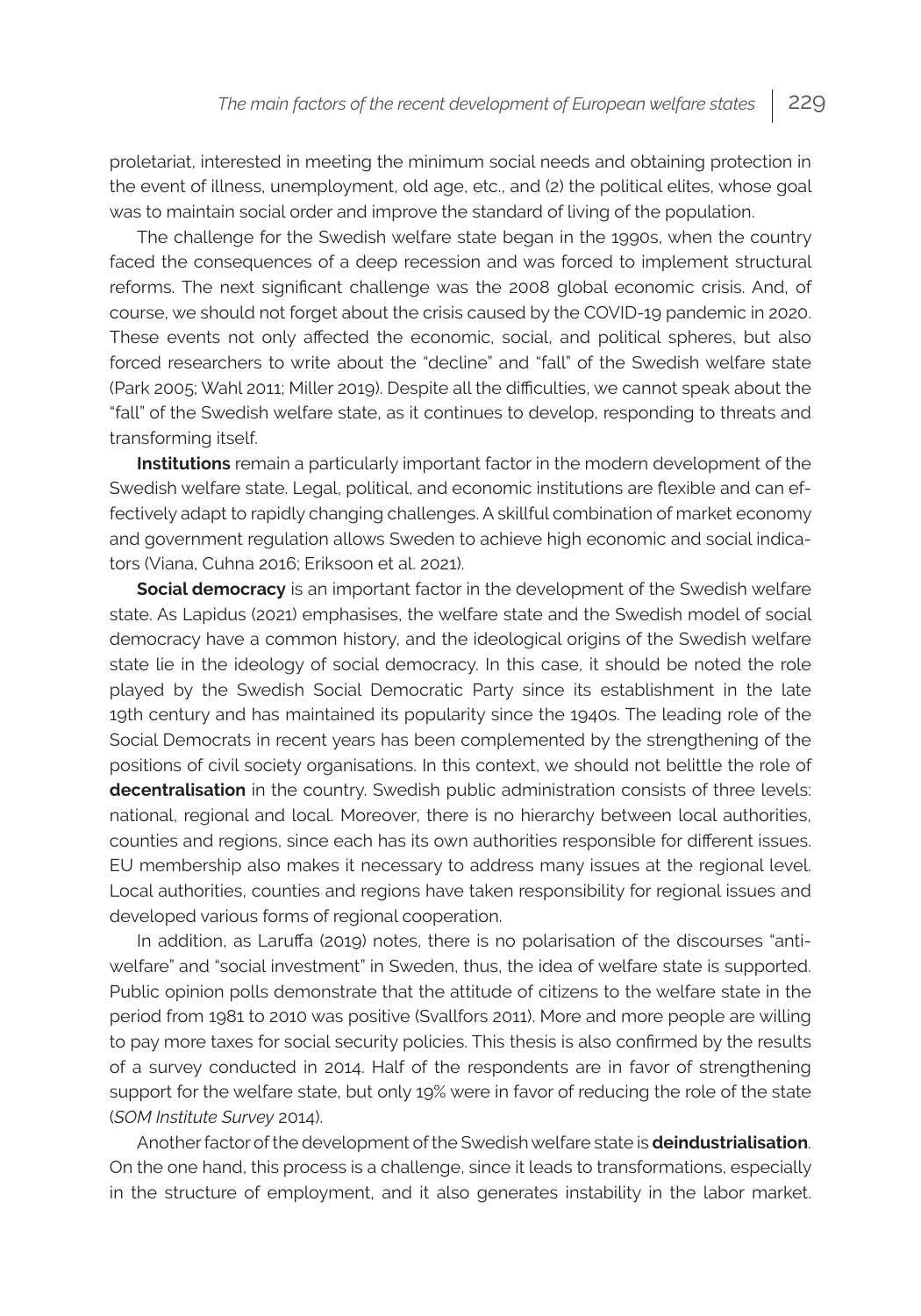proletariat, interested in meeting the minimum social needs and obtaining protection in the event of illness, unemployment, old age, etc., and (2) the political elites, whose goal was to maintain social order and improve the standard of living of the population.

The challenge for the Swedish welfare state began in the 1990s, when the country faced the consequences of a deep recession and was forced to implement structural reforms. The next significant challenge was the 2008 global economic crisis. And, of course, we should not forget about the crisis caused by the COVID-19 pandemic in 2020. These events not only affected the economic, social, and political spheres, but also forced researchers to write about the "decline" and "fall" of the Swedish welfare state (Park 2005; Wahl 2011; Miller 2019). Despite all the difficulties, we cannot speak about the "fall" of the Swedish welfare state, as it continues to develop, responding to threats and transforming itself.

**Institutions** remain a particularly important factor in the modern development of the Swedish welfare state. Legal, political, and economic institutions are flexible and can effectively adapt to rapidly changing challenges. A skillful combination of market economy and government regulation allows Sweden to achieve high economic and social indicators (Viana, Cuhna 2016; Eriksoon et al. 2021).

**Social democracy** is an important factor in the development of the Swedish welfare state. As Lapidus (2021) emphasises, the welfare state and the Swedish model of social democracy have a common history, and the ideological origins of the Swedish welfare state lie in the ideology of social democracy. In this case, it should be noted the role played by the Swedish Social Democratic Party since its establishment in the late 19th century and has maintained its popularity since the 1940s. The leading role of the Social Democrats in recent years has been complemented by the strengthening of the positions of civil society organisations. In this context, we should not belittle the role of **decentralisation** in the country. Swedish public administration consists of three levels: national, regional and local. Moreover, there is no hierarchy between local authorities, counties and regions, since each has its own authorities responsible for different issues. EU membership also makes it necessary to address many issues at the regional level. Local authorities, counties and regions have taken responsibility for regional issues and developed various forms of regional cooperation.

In addition, as Laruffa (2019) notes, there is no polarisation of the discourses "anti-welfare" and "social investment" in Sweden, thus, the idea of welfare state is supported. Public opinion polls demonstrate that the attitude of citizens to the welfare state in the period from 1981 to 2010 was positive (Svallfors 2011). More and more people are willing to pay more taxes for social security policies. This thesis is also confirmed by the results of a survey conducted in 2014. Half of the respondents are in favor of strengthening support for the welfare state, but only 19% were in favor of reducing the role of the state (*SOM Institute Survey* 2014).

Another factor of the development of the Swedish welfare state is **deindustrialisation**. On the one hand, this process is a challenge, since it leads to transformations, especially in the structure of employment, and it also generates instability in the labor market.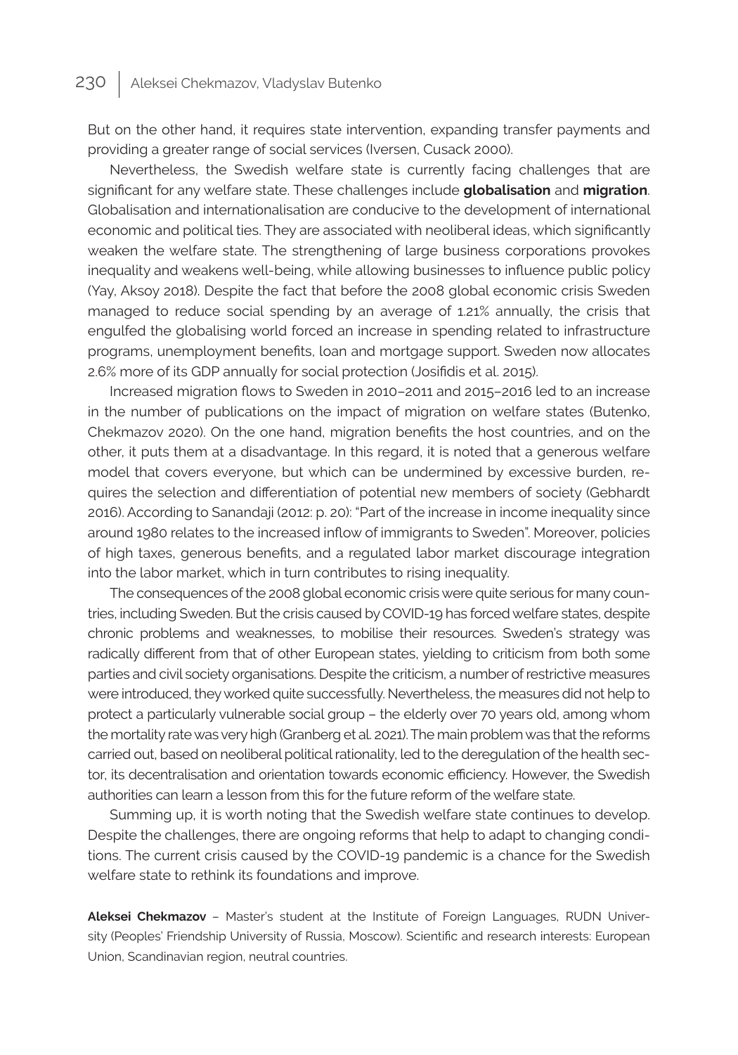But on the other hand, it requires state intervention, expanding transfer payments and providing a greater range of social services (Iversen, Cusack 2000).

Nevertheless, the Swedish welfare state is currently facing challenges that are significant for any welfare state. These challenges include **globalisation** and **migration**. Globalisation and internationalisation are conducive to the development of international economic and political ties. They are associated with neoliberal ideas, which significantly weaken the welfare state. The strengthening of large business corporations provokes inequality and weakens well-being, while allowing businesses to influence public policy (Yay, Aksoy 2018). Despite the fact that before the 2008 global economic crisis Sweden managed to reduce social spending by an average of 1.21% annually, the crisis that engulfed the globalising world forced an increase in spending related to infrastructure programs, unemployment benefits, loan and mortgage support. Sweden now allocates 2.6% more of its GDP annually for social protection (Josifidis et al. 2015).

Increased migration flows to Sweden in 2010–2011 and 2015–2016 led to an increase in the number of publications on the impact of migration on welfare states (Butenko, Chekmazov 2020). On the one hand, migration benefits the host countries, and on the other, it puts them at a disadvantage. In this regard, it is noted that a generous welfare model that covers everyone, but which can be undermined by excessive burden, requires the selection and differentiation of potential new members of society (Gebhardt 2016). According to Sanandaji (2012: p. 20): "Part of the increase in income inequality since around 1980 relates to the increased inflow of immigrants to Sweden". Moreover, policies of high taxes, generous benefits, and a regulated labor market discourage integration into the labor market, which in turn contributes to rising inequality.

The consequences of the 2008 global economic crisis were quite serious for many countries, including Sweden. But the crisis caused by COVID-19 has forced welfare states, despite chronic problems and weaknesses, to mobilise their resources. Sweden's strategy was radically different from that of other European states, yielding to criticism from both some parties and civil society organisations. Despite the criticism, a number of restrictive measures were introduced, they worked quite successfully. Nevertheless, the measures did not help to protect a particularly vulnerable social group – the elderly over 70 years old, among whom the mortality rate was very high (Granberg et al. 2021). The main problem was that the reforms carried out, based on neoliberal political rationality, led to the deregulation of the health sector, its decentralisation and orientation towards economic efficiency. However, the Swedish authorities can learn a lesson from this for the future reform of the welfare state.

Summing up, it is worth noting that the Swedish welfare state continues to develop. Despite the challenges, there are ongoing reforms that help to adapt to changing conditions. The current crisis caused by the COVID-19 pandemic is a chance for the Swedish welfare state to rethink its foundations and improve.

**Aleksei Chekmazov** – Master's student at the Institute of Foreign Languages, RUDN University (Peoples' Friendship University of Russia, Moscow). Scientific and research interests: European Union, Scandinavian region, neutral countries.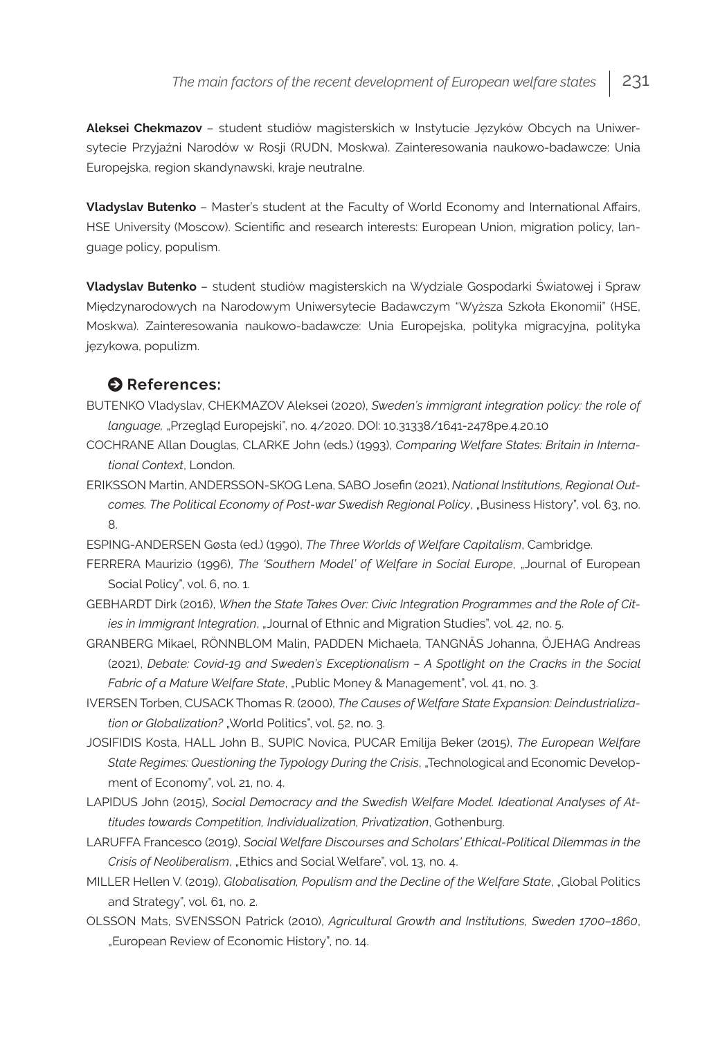**Aleksei Chekmazov** – student studiów magisterskich w Instytucie Języków Obcych na Uniwersytecie Przyjaźni Narodów w Rosji (RUDN, Moskwa). Zainteresowania naukowo-badawcze: Unia Europejska, region skandynawski, kraje neutralne.

**Vladyslav Butenko** – Master's student at the Faculty of World Economy and International Affairs, HSE University (Moscow). Scientific and research interests: European Union, migration policy, language policy, populism.

**Vladyslav Butenko** – student studiów magisterskich na Wydziale Gospodarki Światowej i Spraw Międzynarodowych na Narodowym Uniwersytecie Badawczym "Wyższa Szkoła Ekonomii" (HSE, Moskwa). Zainteresowania naukowo-badawcze: Unia Europejska, polityka migracyjna, polityka językowa, populizm.

## References:

BUTENKO Vladyslav, CHEKMAZOV Aleksei (2020), *Sweden's immigrant integration policy: the role of language,* „Przegląd Europejski", no. 4/2020. DOI: 10.31338/1641-2478pe.4.20.10

COCHRANE Allan Douglas, CLARKE John (eds.) (1993), *Comparing Welfare States: Britain in International Context*, London.

ERIKSSON Martin, ANDERSSON-SKOG Lena, SABO Josefin (2021), *National Institutions, Regional Outcomes. The Political Economy of Post-war Swedish Regional Policy*, „Business History", vol. 63, no. 8.

ESPING-ANDERSEN Gøsta (ed.) (1990), *The Three Worlds of Welfare Capitalism*, Cambridge.

FERRERA Maurizio (1996), *The 'Southern Model' of Welfare in Social Europe*, „Journal of European Social Policy", vol. 6, no. 1.

GEBHARDT Dirk (2016), *When the State Takes Over: Civic Integration Programmes and the Role of Cities in Immigrant Integration*, „Journal of Ethnic and Migration Studies", vol. 42, no. 5.

GRANBERG Mikael, RÖNNBLOM Malin, PADDEN Michaela, TANGNÄS Johanna, ÖJEHAG Andreas (2021), *Debate: Covid-19 and Sweden's Exceptionalism – A Spotlight on the Cracks in the Social Fabric of a Mature Welfare State*, „Public Money & Management", vol. 41, no. 3.

IVERSEN Torben, CUSACK Thomas R. (2000), *The Causes of Welfare State Expansion: Deindustrialization or Globalization?* „World Politics", vol. 52, no. 3.

JOSIFIDIS Kosta, HALL John B., SUPIC Novica, PUCAR Emilija Beker (2015), *The European Welfare State Regimes: Questioning the Typology During the Crisis*, „Technological and Economic Development of Economy", vol. 21, no. 4.

LAPIDUS John (2015), *Social Democracy and the Swedish Welfare Model. Ideational Analyses of Attitudes towards Competition, Individualization, Privatization*, Gothenburg.

LARUFFA Francesco (2019), *Social Welfare Discourses and Scholars' Ethical-Political Dilemmas in the Crisis of Neoliberalism*, „Ethics and Social Welfare", vol. 13, no. 4.

MILLER Hellen V. (2019), *Globalisation, Populism and the Decline of the Welfare State*, „Global Politics and Strategy", vol. 61, no. 2.

OLSSON Mats, SVENSSON Patrick (2010), *Agricultural Growth and Institutions, Sweden 1700–1860*, „European Review of Economic History", no. 14.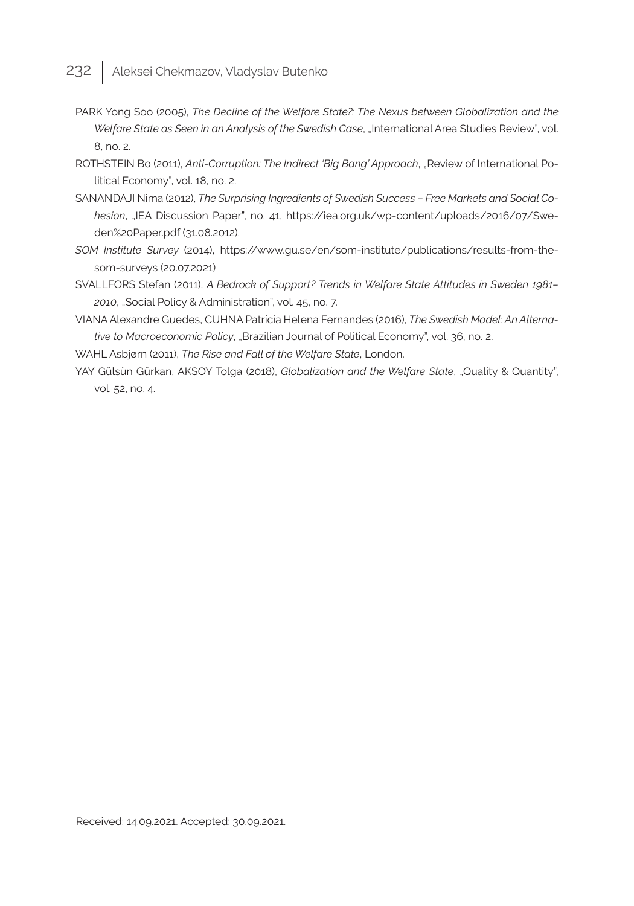PARK Yong Soo (2005), *The Decline of the Welfare State?: The Nexus between Globalization and the Welfare State as Seen in an Analysis of the Swedish Case*, „International Area Studies Review", vol. 8, no. 2.

ROTHSTEIN Bo (2011), *Anti-Corruption: The Indirect 'Big Bang' Approach*, „Review of International Political Economy", vol. 18, no. 2.

SANANDAJI Nima (2012), *The Surprising Ingredients of Swedish Success – Free Markets and Social Cohesion*, „IEA Discussion Paper", no. 41, https://iea.org.uk/wp-content/uploads/2016/07/Sweden%20Paper.pdf (31.08.2012).

*SOM Institute Survey* (2014), https://www.gu.se/en/som-institute/publications/results-from-the-som-surveys (20.07.2021)

SVALLFORS Stefan (2011), *A Bedrock of Support? Trends in Welfare State Attitudes in Sweden 1981–2010*, „Social Policy & Administration", vol. 45, no. 7.

VIANA Alexandre Guedes, CUHNA Patricia Helena Fernandes (2016), *The Swedish Model: An Alternative to Macroeconomic Policy*, „Brazilian Journal of Political Economy", vol. 36, no. 2.

WAHL Asbjørn (2011), *The Rise and Fall of the Welfare State*, London.

YAY Gülsün Gürkan, AKSOY Tolga (2018), *Globalization and the Welfare State*, „Quality & Quantity", vol. 52, no. 4.

Received: 14.09.2021. Accepted: 30.09.2021.